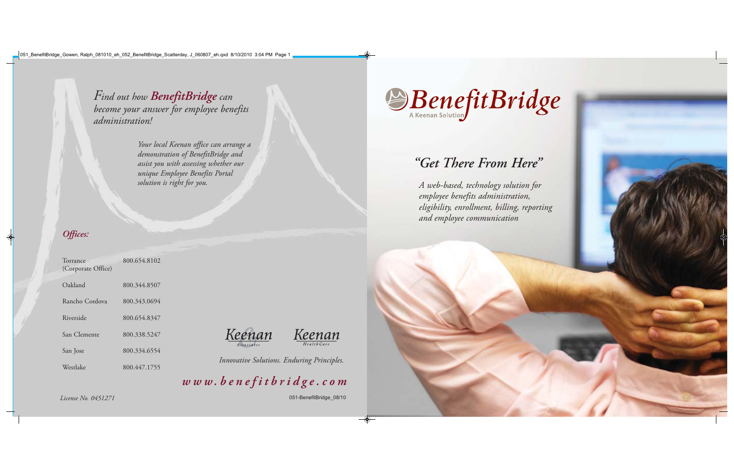*Find out how* ***BenefitBridge*** *can become your answer for employee benefits administration!*

*Your local Keenan office can arrange a demonstration of BenefitBridge and assist you with assessing whether our unique Employee Benefits Portal solution is right for you.*

### *Offices:*

| | |
|---|---|
| Torrance (Corporate Office) | 800.654.8102 |
| Oakland | 800.344.8507 |
| Rancho Cordova | 800.343.0694 |
| Riverside | 800.654.8347 |
| San Clemente | 800.338.5247 |
| San Jose | 800.334.6554 |
| Westlake | 800.447.1755 |

Keenan & Associates — Keenan HealthCare

*Innovative Solutions. Enduring Principles.*

***www.benefitbridge.com***

*License No. 0451271*

051-BenefitBridge_08/10

# BenefitBridge

A Keenan Solution

## *"Get There From Here"*

*A web-based, technology solution for employee benefits administration, eligibility, enrollment, billing, reporting and employee communication*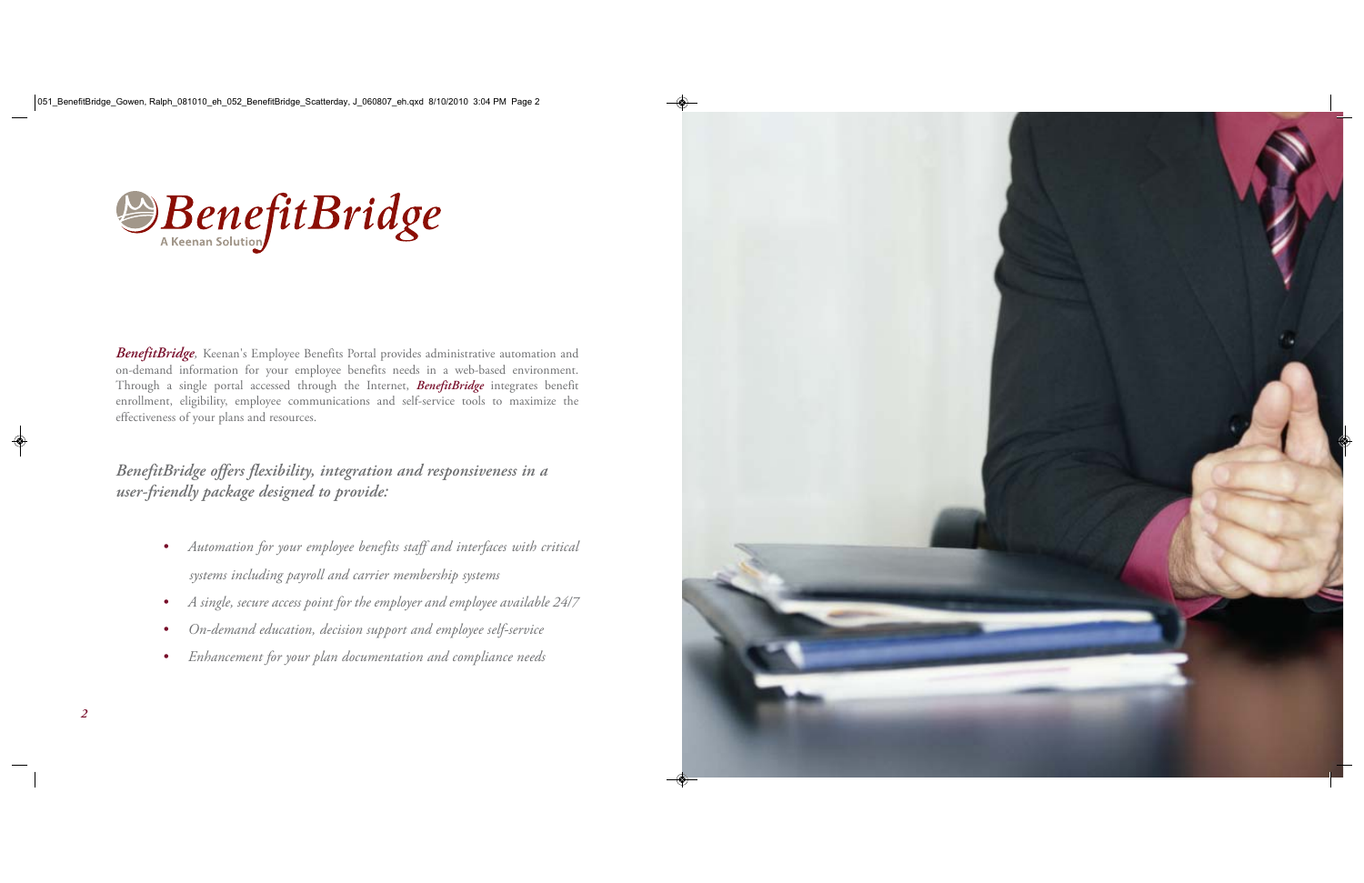# BenefitBridge

A Keenan Solution

***BenefitBridge***, Keenan's Employee Benefits Portal provides administrative automation and on-demand information for your employee benefits needs in a web-based environment. Through a single portal accessed through the Internet, ***BenefitBridge*** integrates benefit enrollment, eligibility, employee communications and self-service tools to maximize the effectiveness of your plans and resources.

## *BenefitBridge offers flexibility, integration and responsiveness in a user-friendly package designed to provide:*

- *Automation for your employee benefits staff and interfaces with critical systems including payroll and carrier membership systems*
- *A single, secure access point for the employer and employee available 24/7*
- *On-demand education, decision support and employee self-service*
- *Enhancement for your plan documentation and compliance needs*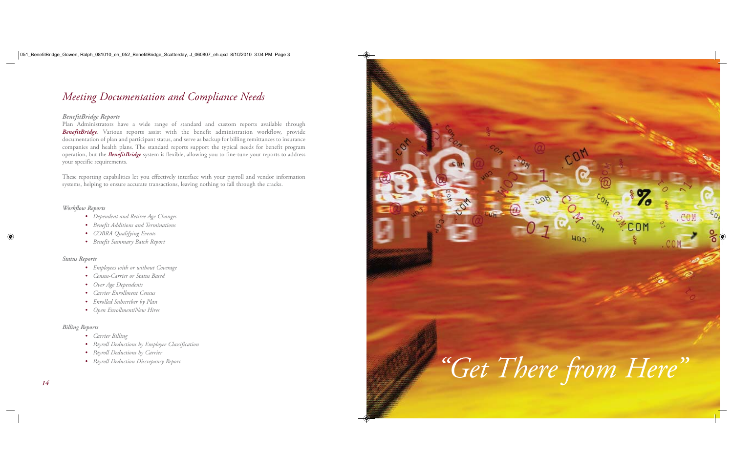# *Meeting Documentation and Compliance Needs*

***BenefitBridge Reports***

Plan Administrators have a wide range of standard and custom reports available through ***BenefitBridge***. Various reports assist with the benefit administration workflow, provide documentation of plan and participant status, and serve as backup for billing remittances to insurance companies and health plans. The standard reports support the typical needs for benefit program operation, but the ***BenefitBridge*** system is flexible, allowing you to fine-tune your reports to address your specific requirements.

These reporting capabilities let you effectively interface with your payroll and vendor information systems, helping to ensure accurate transactions, leaving nothing to fall through the cracks.

***Workflow Reports***

- *Dependent and Retiree Age Changes*
- *Benefit Additions and Terminations*
- *COBRA Qualifying Events*
- *Benefit Summary Batch Report*

***Status Reports***

- *Employees with or without Coverage*
- *Census-Carrier or Status Based*
- *Over Age Dependents*
- *Carrier Enrollment Census*
- *Enrolled Subscriber by Plan*
- *Open Enrollment/New Hires*

***Billing Reports***

- *Carrier Billing*
- *Payroll Deductions by Employee Classification*
- *Payroll Deductions by Carrier*
- *Payroll Deduction Discrepancy Report*

*"Get There from Here"*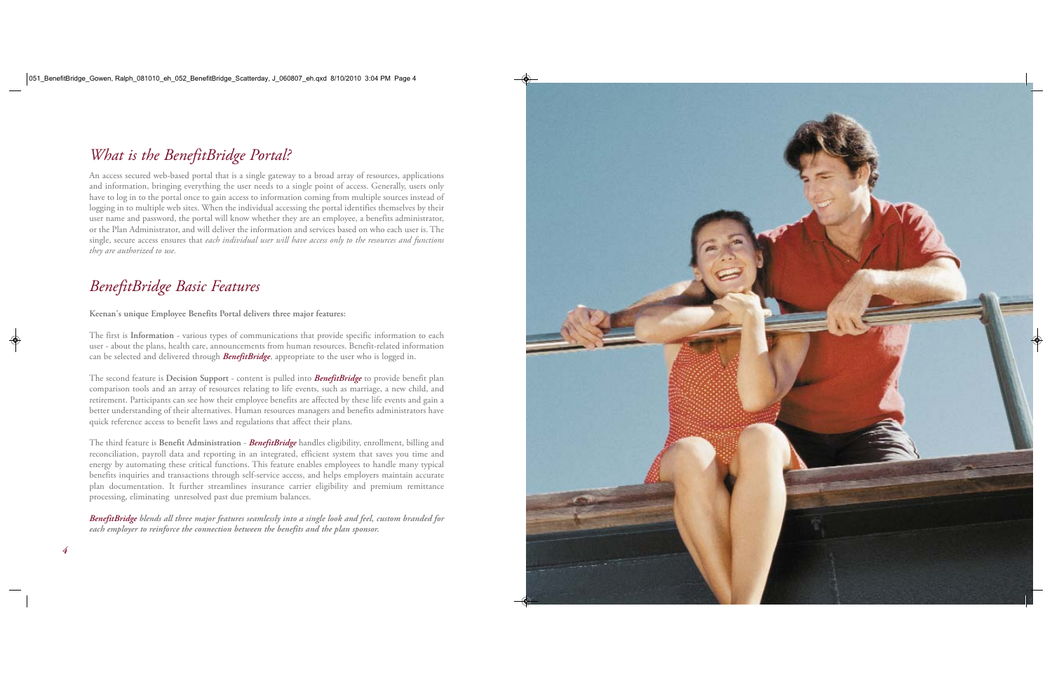## *What is the BenefitBridge Portal?*

An access secured web-based portal that is a single gateway to a broad array of resources, applications and information, bringing everything the user needs to a single point of access. Generally, users only have to log in to the portal once to gain access to information coming from multiple sources instead of logging in to multiple web sites. When the individual accessing the portal identifies themselves by their user name and password, the portal will know whether they are an employee, a benefits administrator, or the Plan Administrator, and will deliver the information and services based on who each user is. The single, secure access ensures that *each individual user will have access only to the resources and functions they are authorized to use.*

## *BenefitBridge Basic Features*

**Keenan's unique Employee Benefits Portal delivers three major features:**

The first is **Information** - various types of communications that provide specific information to each user - about the plans, health care, announcements from human resources. Benefit-related information can be selected and delivered through ***BenefitBridge***, appropriate to the user who is logged in.

The second feature is **Decision Support** - content is pulled into ***BenefitBridge*** to provide benefit plan comparison tools and an array of resources relating to life events, such as marriage, a new child, and retirement. Participants can see how their employee benefits are affected by these life events and gain a better understanding of their alternatives. Human resources managers and benefits administrators have quick reference access to benefit laws and regulations that affect their plans.

The third feature is **Benefit Administration** - ***BenefitBridge*** handles eligibility, enrollment, billing and reconciliation, payroll data and reporting in an integrated, efficient system that saves you time and energy by automating these critical functions. This feature enables employees to handle many typical benefits inquiries and transactions through self-service access, and helps employers maintain accurate plan documentation. It further streamlines insurance carrier eligibility and premium remittance processing, eliminating unresolved past due premium balances.

***BenefitBridge blends all three major features seamlessly into a single look and feel, custom branded for each employer to reinforce the connection between the benefits and the plan sponsor.***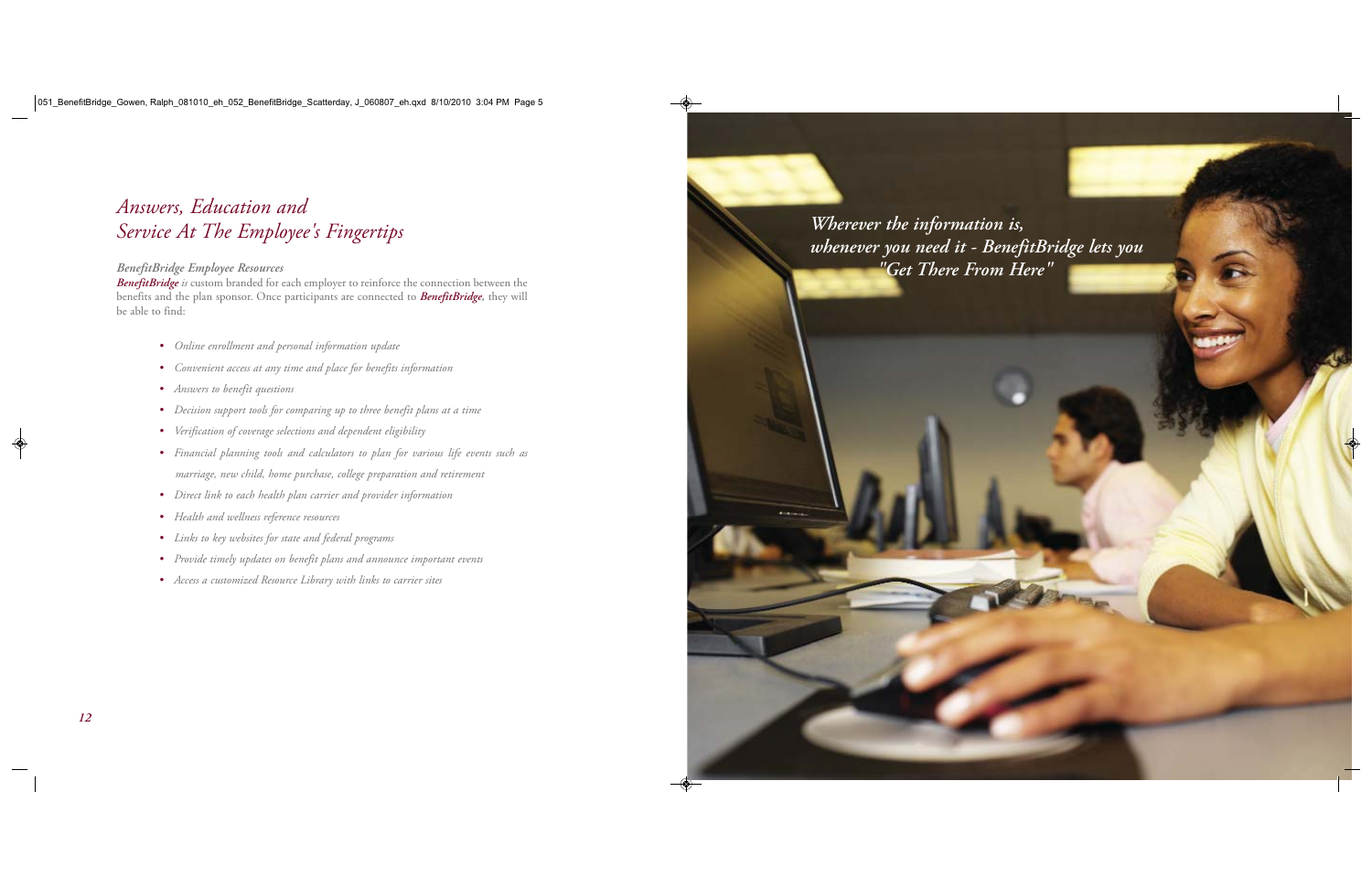# Answers, Education and Service At The Employee's Fingertips

### *BenefitBridge Employee Resources*

***BenefitBridge*** *is* custom branded for each employer to reinforce the connection between the benefits and the plan sponsor. Once participants are connected to ***BenefitBridge***, they will be able to find:

- *Online enrollment and personal information update*
- *Convenient access at any time and place for benefits information*
- *Answers to benefit questions*
- *Decision support tools for comparing up to three benefit plans at a time*
- *Verification of coverage selections and dependent eligibility*
- *Financial planning tools and calculators to plan for various life events such as marriage, new child, home purchase, college preparation and retirement*
- *Direct link to each health plan carrier and provider information*
- *Health and wellness reference resources*
- *Links to key websites for state and federal programs*
- *Provide timely updates on benefit plans and announce important events*
- *Access a customized Resource Library with links to carrier sites*

*Wherever the information is, whenever you need it - BenefitBridge lets you "Get There From Here"*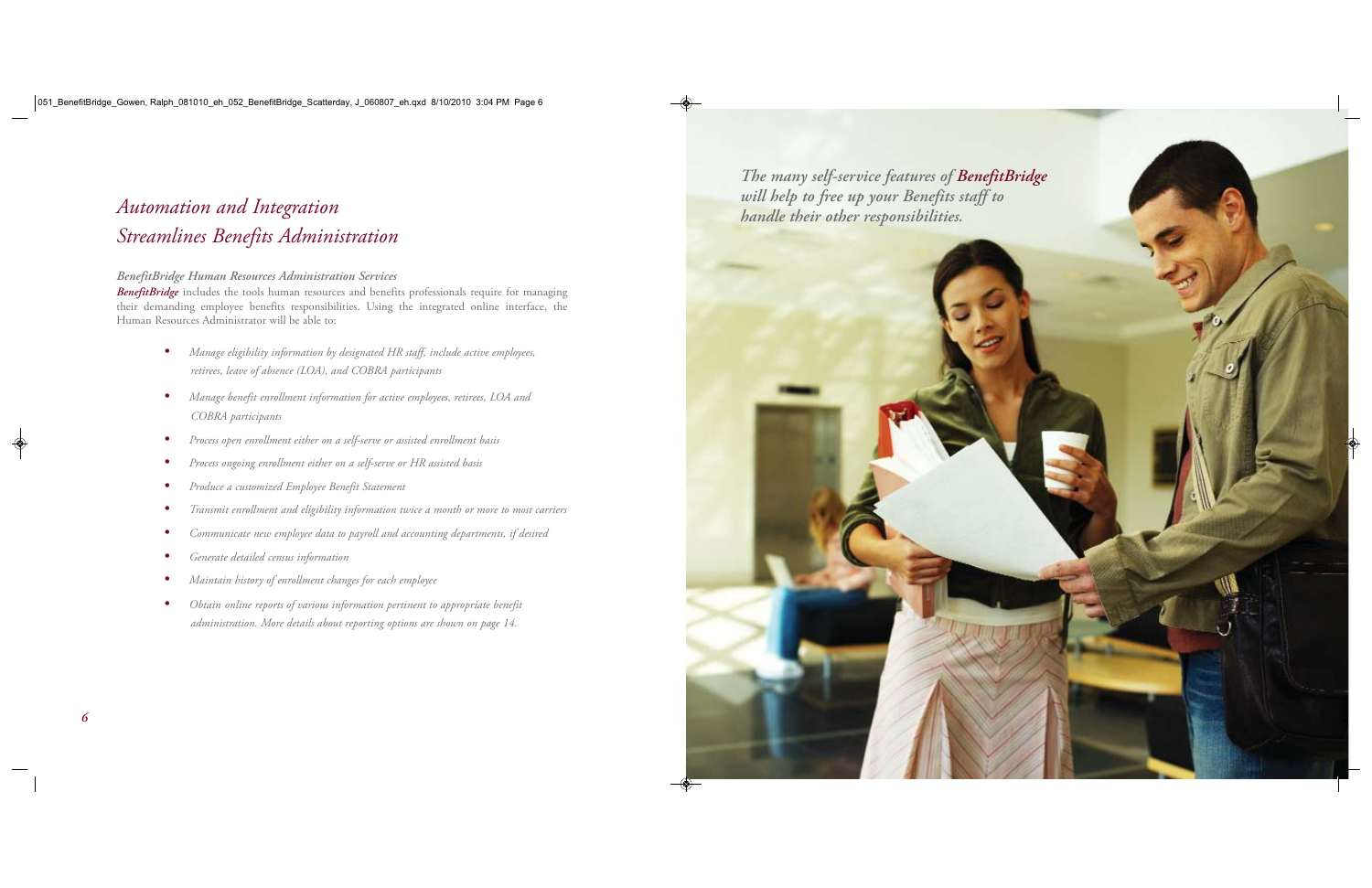# *Automation and Integration Streamlines Benefits Administration*

*The many self-service features of **BenefitBridge** will help to free up your Benefits staff to handle their other responsibilities.*

### *BenefitBridge Human Resources Administration Services*

***BenefitBridge*** includes the tools human resources and benefits professionals require for managing their demanding employee benefits responsibilities. Using the integrated online interface, the Human Resources Administrator will be able to:

- *Manage eligibility information by designated HR staff, include active employees, retirees, leave of absence (LOA), and COBRA participants*
- *Manage benefit enrollment information for active employees, retirees, LOA and COBRA participants*
- *Process open enrollment either on a self-serve or assisted enrollment basis*
- *Process ongoing enrollment either on a self-serve or HR assisted basis*
- *Produce a customized Employee Benefit Statement*
- *Transmit enrollment and eligibility information twice a month or more to most carriers*
- *Communicate new employee data to payroll and accounting departments, if desired*
- *Generate detailed census information*
- *Maintain history of enrollment changes for each employee*
- *Obtain online reports of various information pertinent to appropriate benefit administration. More details about reporting options are shown on page 14.*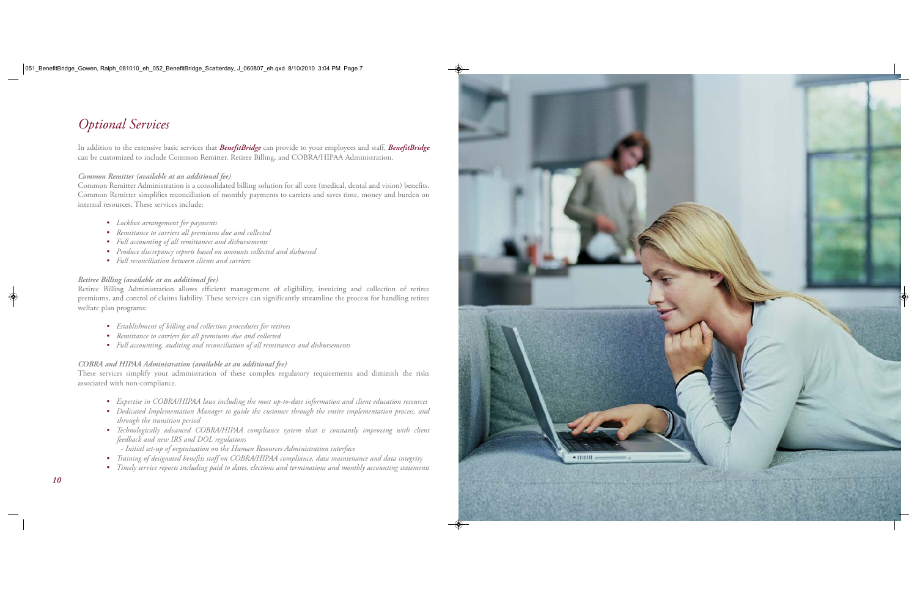# *Optional Services*

In addition to the extensive basic services that ***BenefitBridge*** can provide to your employees and staff, ***BenefitBridge*** can be customized to include Common Remitter, Retiree Billing, and COBRA/HIPAA Administration.

***Common Remitter (available at an additional fee)***

Common Remitter Administration is a consolidated billing solution for all core (medical, dental and vision) benefits. Common Remitter simplifies reconciliation of monthly payments to carriers and saves time, money and burden on internal resources. These services include:

- *Lockbox arrangement for payments*
- *Remittance to carriers all premiums due and collected*
- *Full accounting of all remittances and disbursements*
- *Produce discrepancy reports based on amounts collected and disbursed*
- *Full reconciliation between clients and carriers*

***Retiree Billing (available at an additional fee)***

Retiree Billing Administration allows efficient management of eligibility, invoicing and collection of retiree premiums, and control of claims liability. These services can significantly streamline the process for handling retiree welfare plan programs:

- *Establishment of billing and collection procedures for retirees*
- *Remittance to carriers for all premiums due and collected*
- *Full accounting, auditing and reconciliation of all remittances and disbursements*

***COBRA and HIPAA Administration (available at an additional fee)***

These services simplify your administration of these complex regulatory requirements and diminish the risks associated with non-compliance.

- *Expertise in COBRA/HIPAA laws including the most up-to-date information and client education resources*
- *Dedicated Implementation Manager to guide the customer through the entire implementation process, and through the transition period*
- *Technologically advanced COBRA/HIPAA compliance system that is constantly improving with client feedback and new IRS and DOL regulations*
  - *Initial set-up of organization on the Human Resources Administration interface*
- *Training of designated benefits staff on COBRA/HIPAA compliance, data maintenance and data integrity*
- *Timely service reports including paid to dates, elections and terminations and monthly accounting statements*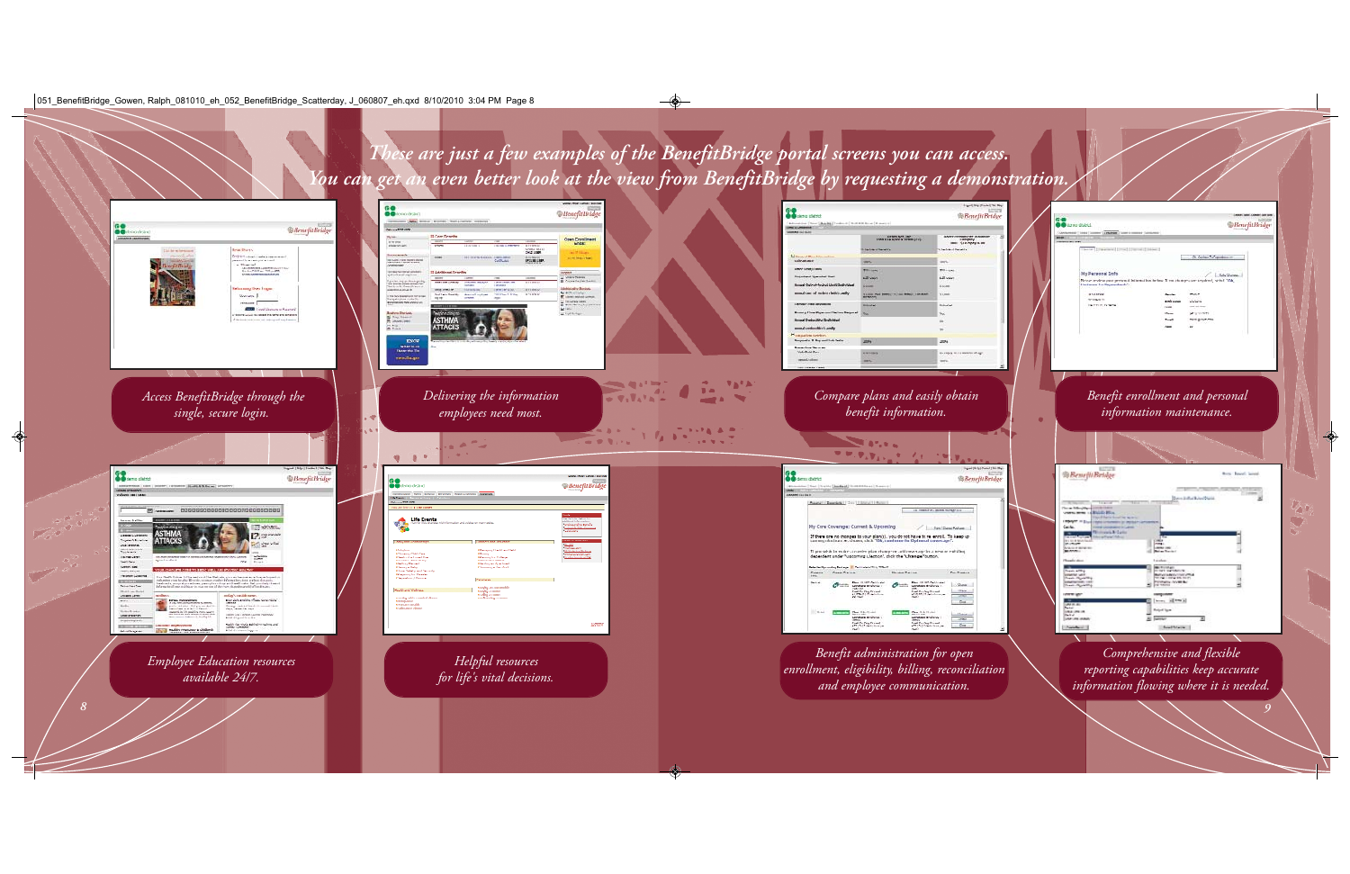*These are just a few examples of the BenefitBridge portal screens you can access.*
*You can get an even better look at the view from BenefitBridge by requesting a demonstration.*

*Access BenefitBridge through the single, secure login.*

*Delivering the information employees need most.*

*Compare plans and easily obtain benefit information.*

*Benefit enrollment and personal information maintenance.*

*Employee Education resources available 24/7.*

*Helpful resources for life's vital decisions.*

*Benefit administration for open enrollment, eligibility, billing, reconciliation and employee communication.*

*Comprehensive and flexible reporting capabilities keep accurate information flowing where it is needed.*